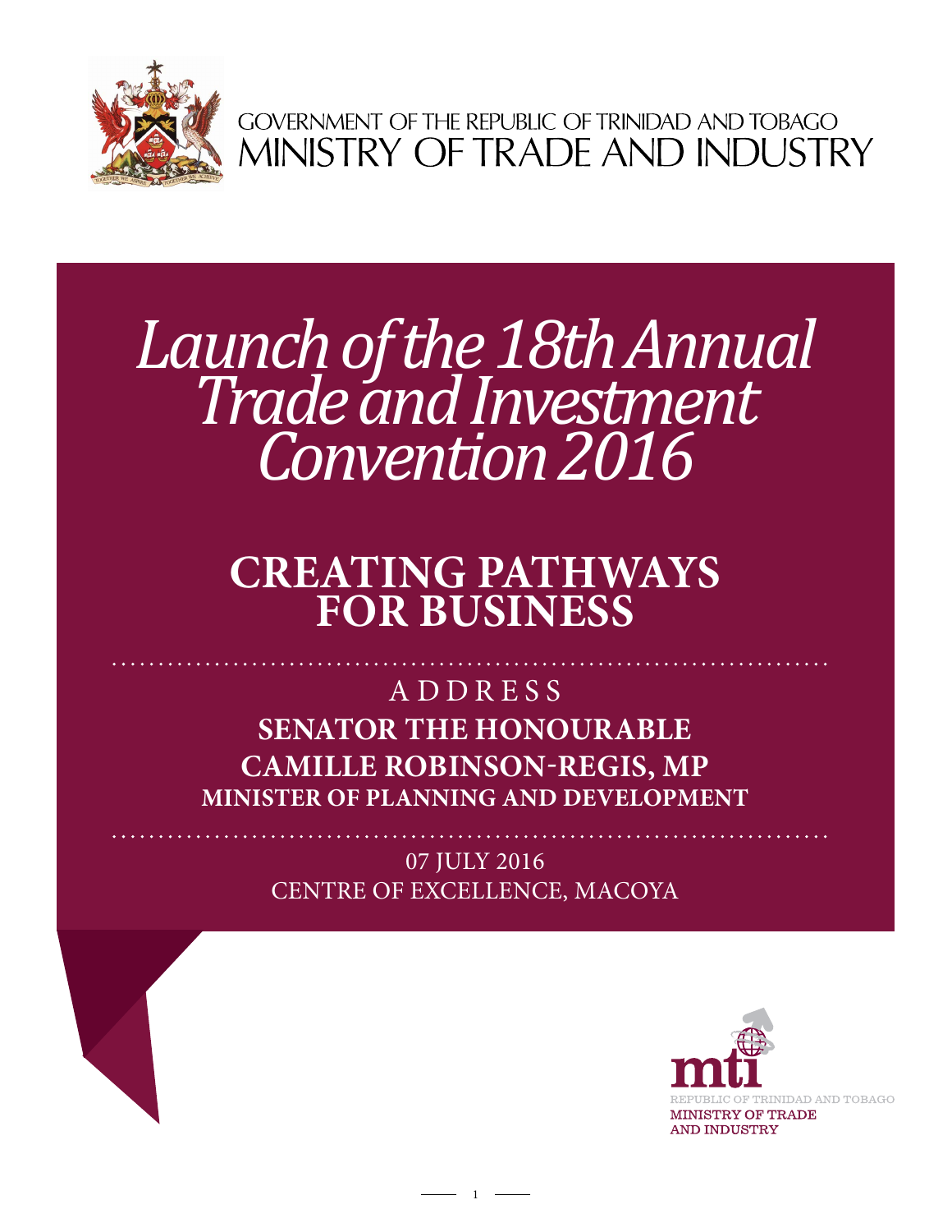GOVERNMENT OF THE REPUBLIC OF TRINIDAD AND TOBAGO
MINISTRY OF TRADE AND INDUSTRY

# *Launch of the 18th Annual Trade and Investment Convention 2016*

## CREATING PATHWAYS FOR BUSINESS

ADDRESS

**SENATOR THE HONOURABLE**
**CAMILLE ROBINSON-REGIS, MP**
**MINISTER OF PLANNING AND DEVELOPMENT**

07 JULY 2016
CENTRE OF EXCELLENCE, MACOYA

mti
REPUBLIC OF TRINIDAD AND TOBAGO
MINISTRY OF TRADE
AND INDUSTRY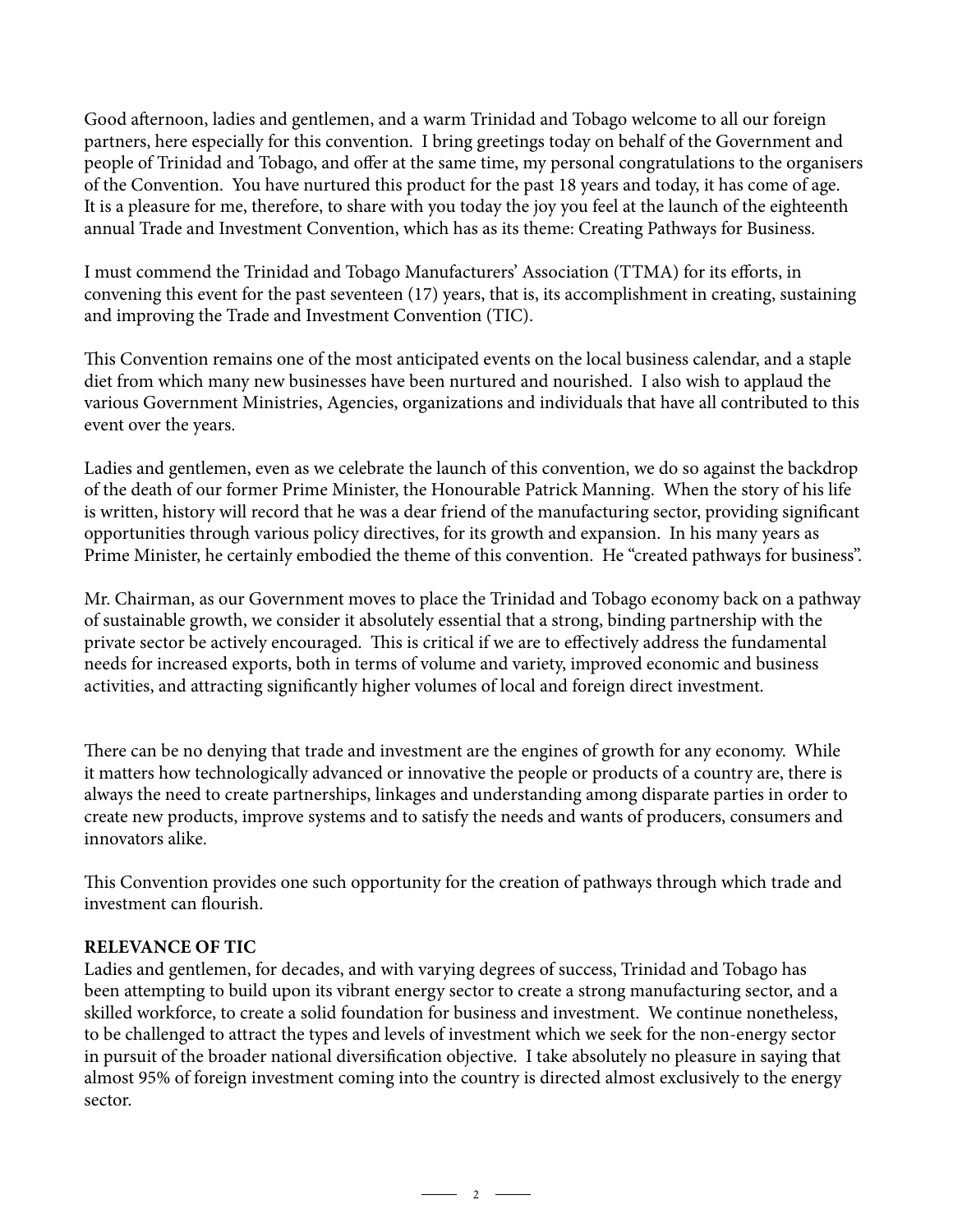Good afternoon, ladies and gentlemen, and a warm Trinidad and Tobago welcome to all our foreign partners, here especially for this convention. I bring greetings today on behalf of the Government and people of Trinidad and Tobago, and offer at the same time, my personal congratulations to the organisers of the Convention. You have nurtured this product for the past 18 years and today, it has come of age. It is a pleasure for me, therefore, to share with you today the joy you feel at the launch of the eighteenth annual Trade and Investment Convention, which has as its theme: Creating Pathways for Business.

I must commend the Trinidad and Tobago Manufacturers' Association (TTMA) for its efforts, in convening this event for the past seventeen (17) years, that is, its accomplishment in creating, sustaining and improving the Trade and Investment Convention (TIC).

This Convention remains one of the most anticipated events on the local business calendar, and a staple diet from which many new businesses have been nurtured and nourished. I also wish to applaud the various Government Ministries, Agencies, organizations and individuals that have all contributed to this event over the years.

Ladies and gentlemen, even as we celebrate the launch of this convention, we do so against the backdrop of the death of our former Prime Minister, the Honourable Patrick Manning. When the story of his life is written, history will record that he was a dear friend of the manufacturing sector, providing significant opportunities through various policy directives, for its growth and expansion. In his many years as Prime Minister, he certainly embodied the theme of this convention. He "created pathways for business".

Mr. Chairman, as our Government moves to place the Trinidad and Tobago economy back on a pathway of sustainable growth, we consider it absolutely essential that a strong, binding partnership with the private sector be actively encouraged. This is critical if we are to effectively address the fundamental needs for increased exports, both in terms of volume and variety, improved economic and business activities, and attracting significantly higher volumes of local and foreign direct investment.

There can be no denying that trade and investment are the engines of growth for any economy. While it matters how technologically advanced or innovative the people or products of a country are, there is always the need to create partnerships, linkages and understanding among disparate parties in order to create new products, improve systems and to satisfy the needs and wants of producers, consumers and innovators alike.

This Convention provides one such opportunity for the creation of pathways through which trade and investment can flourish.

**RELEVANCE OF TIC**

Ladies and gentlemen, for decades, and with varying degrees of success, Trinidad and Tobago has been attempting to build upon its vibrant energy sector to create a strong manufacturing sector, and a skilled workforce, to create a solid foundation for business and investment. We continue nonetheless, to be challenged to attract the types and levels of investment which we seek for the non-energy sector in pursuit of the broader national diversification objective. I take absolutely no pleasure in saying that almost 95% of foreign investment coming into the country is directed almost exclusively to the energy sector.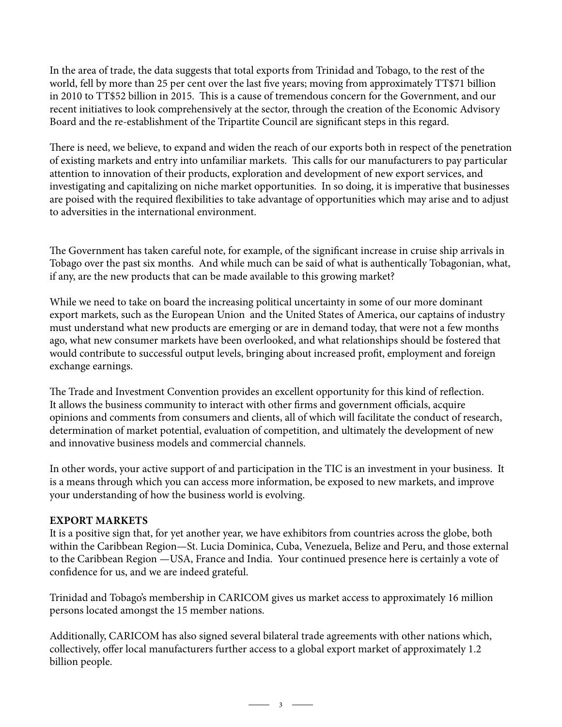In the area of trade, the data suggests that total exports from Trinidad and Tobago, to the rest of the world, fell by more than 25 per cent over the last five years; moving from approximately TT$71 billion in 2010 to TT$52 billion in 2015. This is a cause of tremendous concern for the Government, and our recent initiatives to look comprehensively at the sector, through the creation of the Economic Advisory Board and the re-establishment of the Tripartite Council are significant steps in this regard.

There is need, we believe, to expand and widen the reach of our exports both in respect of the penetration of existing markets and entry into unfamiliar markets. This calls for our manufacturers to pay particular attention to innovation of their products, exploration and development of new export services, and investigating and capitalizing on niche market opportunities. In so doing, it is imperative that businesses are poised with the required flexibilities to take advantage of opportunities which may arise and to adjust to adversities in the international environment.

The Government has taken careful note, for example, of the significant increase in cruise ship arrivals in Tobago over the past six months. And while much can be said of what is authentically Tobagonian, what, if any, are the new products that can be made available to this growing market?

While we need to take on board the increasing political uncertainty in some of our more dominant export markets, such as the European Union and the United States of America, our captains of industry must understand what new products are emerging or are in demand today, that were not a few months ago, what new consumer markets have been overlooked, and what relationships should be fostered that would contribute to successful output levels, bringing about increased profit, employment and foreign exchange earnings.

The Trade and Investment Convention provides an excellent opportunity for this kind of reflection. It allows the business community to interact with other firms and government officials, acquire opinions and comments from consumers and clients, all of which will facilitate the conduct of research, determination of market potential, evaluation of competition, and ultimately the development of new and innovative business models and commercial channels.

In other words, your active support of and participation in the TIC is an investment in your business. It is a means through which you can access more information, be exposed to new markets, and improve your understanding of how the business world is evolving.

**EXPORT MARKETS**

It is a positive sign that, for yet another year, we have exhibitors from countries across the globe, both within the Caribbean Region—St. Lucia Dominica, Cuba, Venezuela, Belize and Peru, and those external to the Caribbean Region —USA, France and India. Your continued presence here is certainly a vote of confidence for us, and we are indeed grateful.

Trinidad and Tobago's membership in CARICOM gives us market access to approximately 16 million persons located amongst the 15 member nations.

Additionally, CARICOM has also signed several bilateral trade agreements with other nations which, collectively, offer local manufacturers further access to a global export market of approximately 1.2 billion people.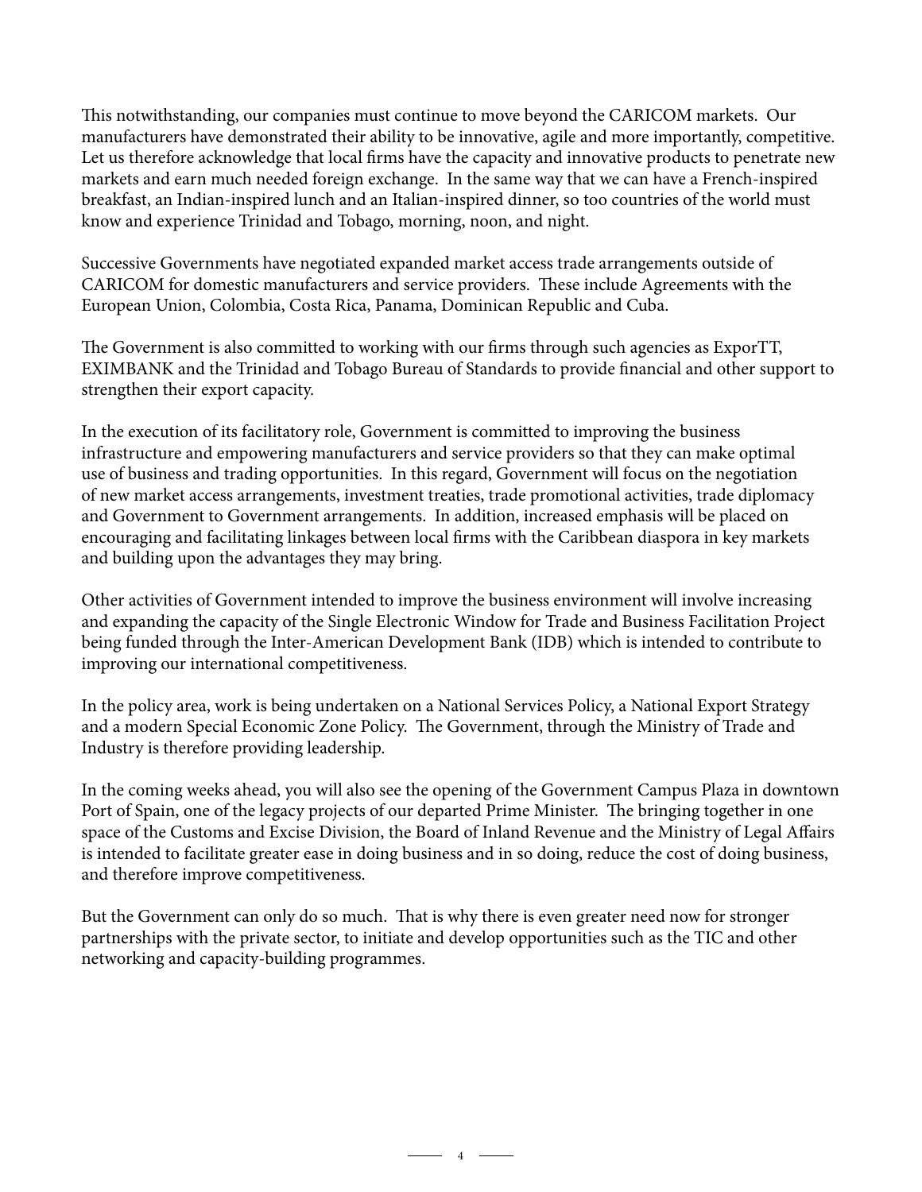This notwithstanding, our companies must continue to move beyond the CARICOM markets. Our manufacturers have demonstrated their ability to be innovative, agile and more importantly, competitive. Let us therefore acknowledge that local firms have the capacity and innovative products to penetrate new markets and earn much needed foreign exchange. In the same way that we can have a French-inspired breakfast, an Indian-inspired lunch and an Italian-inspired dinner, so too countries of the world must know and experience Trinidad and Tobago, morning, noon, and night.

Successive Governments have negotiated expanded market access trade arrangements outside of CARICOM for domestic manufacturers and service providers. These include Agreements with the European Union, Colombia, Costa Rica, Panama, Dominican Republic and Cuba.

The Government is also committed to working with our firms through such agencies as ExporTT, EXIMBANK and the Trinidad and Tobago Bureau of Standards to provide financial and other support to strengthen their export capacity.

In the execution of its facilitatory role, Government is committed to improving the business infrastructure and empowering manufacturers and service providers so that they can make optimal use of business and trading opportunities. In this regard, Government will focus on the negotiation of new market access arrangements, investment treaties, trade promotional activities, trade diplomacy and Government to Government arrangements. In addition, increased emphasis will be placed on encouraging and facilitating linkages between local firms with the Caribbean diaspora in key markets and building upon the advantages they may bring.

Other activities of Government intended to improve the business environment will involve increasing and expanding the capacity of the Single Electronic Window for Trade and Business Facilitation Project being funded through the Inter-American Development Bank (IDB) which is intended to contribute to improving our international competitiveness.

In the policy area, work is being undertaken on a National Services Policy, a National Export Strategy and a modern Special Economic Zone Policy. The Government, through the Ministry of Trade and Industry is therefore providing leadership.

In the coming weeks ahead, you will also see the opening of the Government Campus Plaza in downtown Port of Spain, one of the legacy projects of our departed Prime Minister. The bringing together in one space of the Customs and Excise Division, the Board of Inland Revenue and the Ministry of Legal Affairs is intended to facilitate greater ease in doing business and in so doing, reduce the cost of doing business, and therefore improve competitiveness.

But the Government can only do so much. That is why there is even greater need now for stronger partnerships with the private sector, to initiate and develop opportunities such as the TIC and other networking and capacity-building programmes.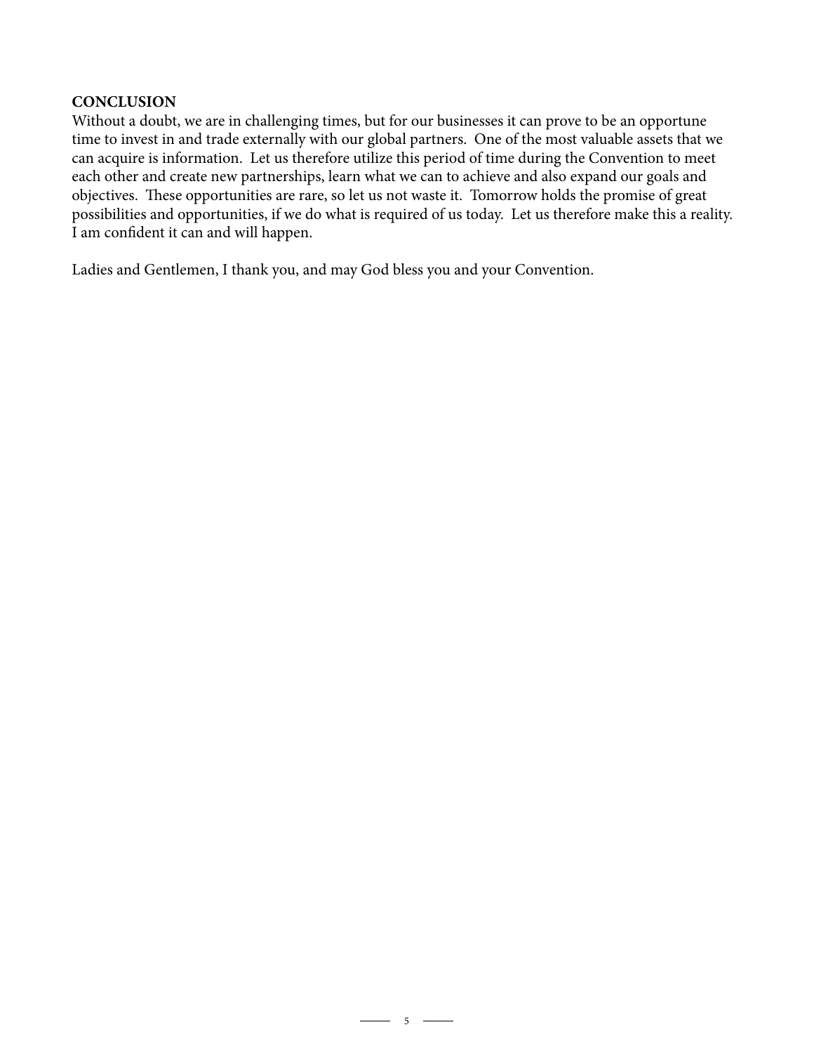**CONCLUSION**

Without a doubt, we are in challenging times, but for our businesses it can prove to be an opportune time to invest in and trade externally with our global partners. One of the most valuable assets that we can acquire is information. Let us therefore utilize this period of time during the Convention to meet each other and create new partnerships, learn what we can to achieve and also expand our goals and objectives. These opportunities are rare, so let us not waste it. Tomorrow holds the promise of great possibilities and opportunities, if we do what is required of us today. Let us therefore make this a reality. I am confident it can and will happen.

Ladies and Gentlemen, I thank you, and may God bless you and your Convention.